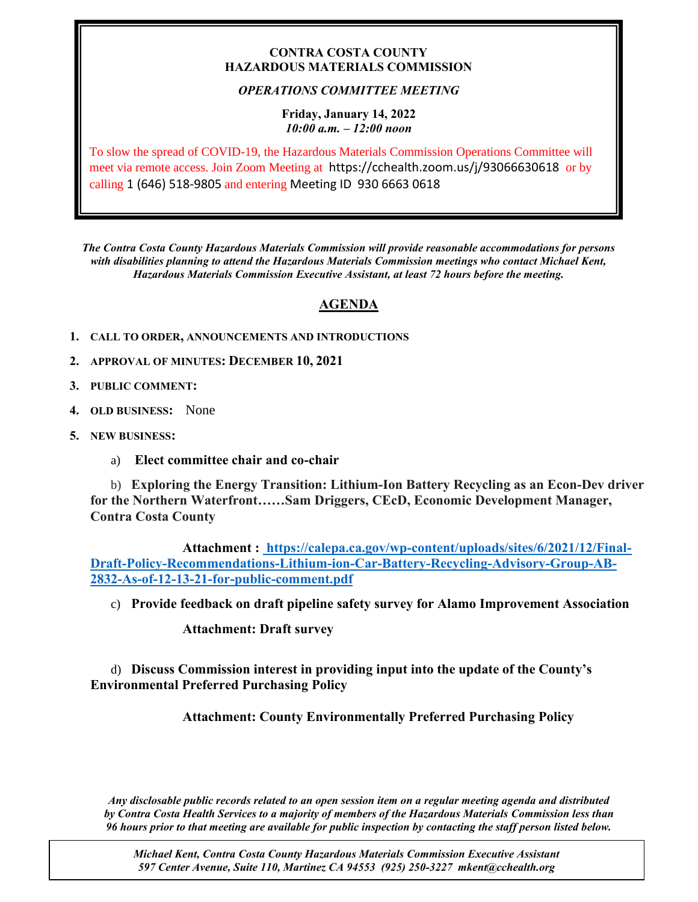**CONTRA COSTA COUNTY**
**HAZARDOUS MATERIALS COMMISSION**

***OPERATIONS COMMITTEE MEETING***

**Friday, January 14, 2022**
***10:00 a.m. – 12:00 noon***

To slow the spread of COVID-19, the Hazardous Materials Commission Operations Committee will meet via remote access. Join Zoom Meeting at https://cchealth.zoom.us/j/93066630618 or by calling 1 (646) 518-9805 and entering Meeting ID 930 6663 0618

***The Contra Costa County Hazardous Materials Commission will provide reasonable accommodations for persons with disabilities planning to attend the Hazardous Materials Commission meetings who contact Michael Kent, Hazardous Materials Commission Executive Assistant, at least 72 hours before the meeting.***

## AGENDA

1. **CALL TO ORDER, ANNOUNCEMENTS AND INTRODUCTIONS**
2. **APPROVAL OF MINUTES: DECEMBER 10, 2021**
3. **PUBLIC COMMENT:**
4. **OLD BUSINESS:** None
5. **NEW BUSINESS:**

   a) **Elect committee chair and co-chair**

   b) **Exploring the Energy Transition: Lithium-Ion Battery Recycling as an Econ-Dev driver for the Northern Waterfront……Sam Driggers, CEcD, Economic Development Manager, Contra Costa County**

   **Attachment : [https://calepa.ca.gov/wp-content/uploads/sites/6/2021/12/Final-Draft-Policy-Recommendations-Lithium-ion-Car-Battery-Recycling-Advisory-Group-AB-2832-As-of-12-13-21-for-public-comment.pdf](https://calepa.ca.gov/wp-content/uploads/sites/6/2021/12/Final-Draft-Policy-Recommendations-Lithium-ion-Car-Battery-Recycling-Advisory-Group-AB-2832-As-of-12-13-21-for-public-comment.pdf)**

   c) **Provide feedback on draft pipeline safety survey for Alamo Improvement Association**

   **Attachment: Draft survey**

   d) **Discuss Commission interest in providing input into the update of the County's Environmental Preferred Purchasing Policy**

   **Attachment: County Environmentally Preferred Purchasing Policy**

***Any disclosable public records related to an open session item on a regular meeting agenda and distributed by Contra Costa Health Services to a majority of members of the Hazardous Materials Commission less than 96 hours prior to that meeting are available for public inspection by contacting the staff person listed below.***

*Michael Kent, Contra Costa County Hazardous Materials Commission Executive Assistant*
*597 Center Avenue, Suite 110, Martinez CA 94553 (925) 250-3227 mkent@cchealth.org*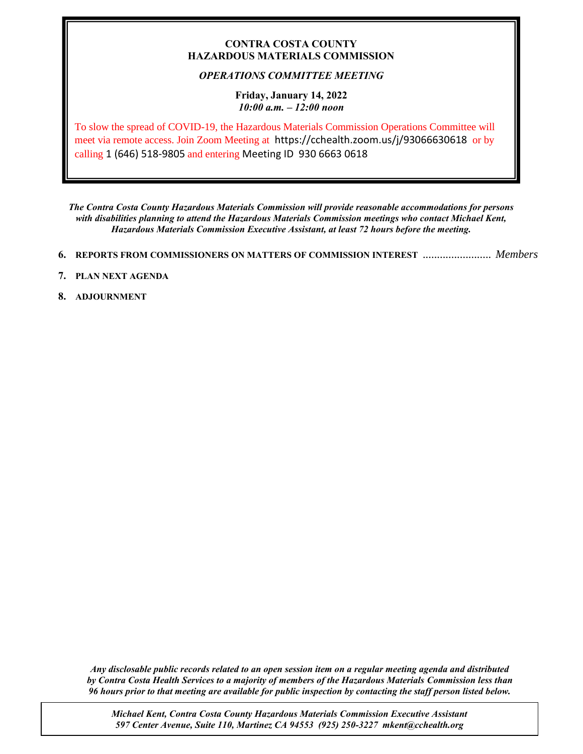**CONTRA COSTA COUNTY**
**HAZARDOUS MATERIALS COMMISSION**

***OPERATIONS COMMITTEE MEETING***

**Friday, January 14, 2022**
***10:00 a.m. – 12:00 noon***

To slow the spread of COVID-19, the Hazardous Materials Commission Operations Committee will meet via remote access. Join Zoom Meeting at https://cchealth.zoom.us/j/93066630618 or by calling 1 (646) 518-9805 and entering Meeting ID 930 6663 0618

***The Contra Costa County Hazardous Materials Commission will provide reasonable accommodations for persons with disabilities planning to attend the Hazardous Materials Commission meetings who contact Michael Kent, Hazardous Materials Commission Executive Assistant, at least 72 hours before the meeting.***

6. **REPORTS FROM COMMISSIONERS ON MATTERS OF COMMISSION INTEREST** ........................ *Members*

7. **PLAN NEXT AGENDA**

8. **ADJOURNMENT**

***Any disclosable public records related to an open session item on a regular meeting agenda and distributed by Contra Costa Health Services to a majority of members of the Hazardous Materials Commission less than 96 hours prior to that meeting are available for public inspection by contacting the staff person listed below.***

*Michael Kent, Contra Costa County Hazardous Materials Commission Executive Assistant*
*597 Center Avenue, Suite 110, Martinez CA 94553 (925) 250-3227 mkent@cchealth.org*